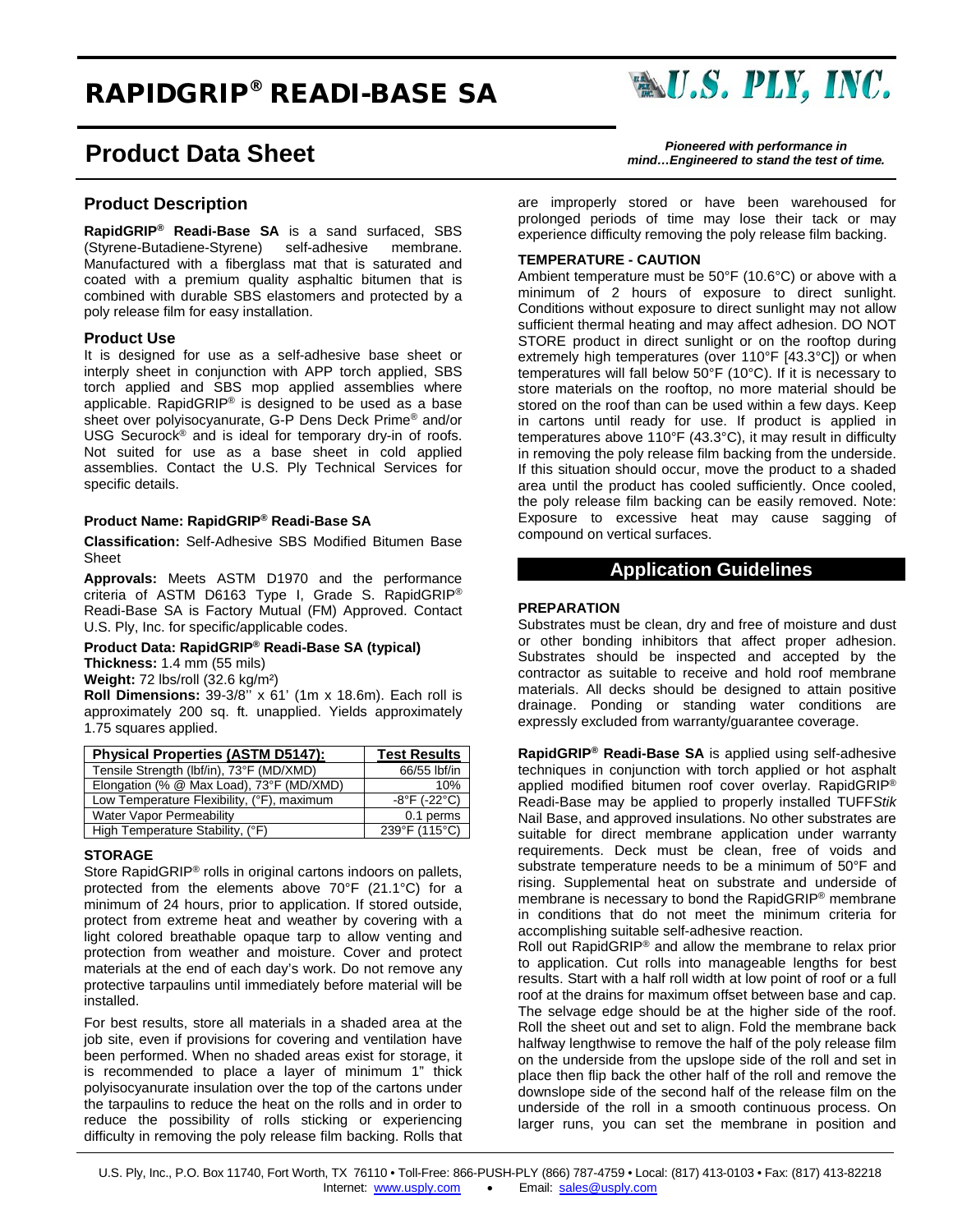# RAPIDGRIP® READI-BASE SA

U.S. PLY, INC.

## Product Data Sheet

***Pioneered with performance in mind…Engineered to stand the test of time.***

### Product Description

**RapidGRIP® Readi-Base SA** is a sand surfaced, SBS (Styrene-Butadiene-Styrene) self-adhesive membrane. Manufactured with a fiberglass mat that is saturated and coated with a premium quality asphaltic bitumen that is combined with durable SBS elastomers and protected by a poly release film for easy installation.

### Product Use

It is designed for use as a self-adhesive base sheet or interply sheet in conjunction with APP torch applied, SBS torch applied and SBS mop applied assemblies where applicable. RapidGRIP® is designed to be used as a base sheet over polyisocyanurate, G-P Dens Deck Prime® and/or USG Securock® and is ideal for temporary dry-in of roofs. Not suited for use as a base sheet in cold applied assemblies. Contact the U.S. Ply Technical Services for specific details.

**Product Name: RapidGRIP® Readi-Base SA**

**Classification:** Self-Adhesive SBS Modified Bitumen Base Sheet

**Approvals:** Meets ASTM D1970 and the performance criteria of ASTM D6163 Type I, Grade S. RapidGRIP® Readi-Base SA is Factory Mutual (FM) Approved. Contact U.S. Ply, Inc. for specific/applicable codes.

**Product Data: RapidGRIP® Readi-Base SA (typical)**
**Thickness:** 1.4 mm (55 mils)
**Weight:** 72 lbs/roll (32.6 kg/m²)
**Roll Dimensions:** 39-3/8'' x 61' (1m x 18.6m). Each roll is approximately 200 sq. ft. unapplied. Yields approximately 1.75 squares applied.

| Physical Properties (ASTM D5147): | Test Results |
|---|---|
| Tensile Strength (lbf/in), 73°F (MD/XMD) | 66/55 lbf/in |
| Elongation (% @ Max Load), 73°F (MD/XMD) | 10% |
| Low Temperature Flexibility, (°F), maximum | -8°F (-22°C) |
| Water Vapor Permeability | 0.1 perms |
| High Temperature Stability, (°F) | 239°F (115°C) |

#### STORAGE

Store RapidGRIP® rolls in original cartons indoors on pallets, protected from the elements above 70°F (21.1°C) for a minimum of 24 hours, prior to application. If stored outside, protect from extreme heat and weather by covering with a light colored breathable opaque tarp to allow venting and protection from weather and moisture. Cover and protect materials at the end of each day's work. Do not remove any protective tarpaulins until immediately before material will be installed.

For best results, store all materials in a shaded area at the job site, even if provisions for covering and ventilation have been performed. When no shaded areas exist for storage, it is recommended to place a layer of minimum 1" thick polyisocyanurate insulation over the top of the cartons under the tarpaulins to reduce the heat on the rolls and in order to reduce the possibility of rolls sticking or experiencing difficulty in removing the poly release film backing. Rolls that are improperly stored or have been warehoused for prolonged periods of time may lose their tack or may experience difficulty removing the poly release film backing.

#### TEMPERATURE - CAUTION

Ambient temperature must be 50°F (10.6°C) or above with a minimum of 2 hours of exposure to direct sunlight. Conditions without exposure to direct sunlight may not allow sufficient thermal heating and may affect adhesion. DO NOT STORE product in direct sunlight or on the rooftop during extremely high temperatures (over 110°F [43.3°C]) or when temperatures will fall below 50°F (10°C). If it is necessary to store materials on the rooftop, no more material should be stored on the roof than can be used within a few days. Keep in cartons until ready for use. If product is applied in temperatures above 110°F (43.3°C), it may result in difficulty in removing the poly release film backing from the underside. If this situation should occur, move the product to a shaded area until the product has cooled sufficiently. Once cooled, the poly release film backing can be easily removed. Note: Exposure to excessive heat may cause sagging of compound on vertical surfaces.

### Application Guidelines

#### PREPARATION

Substrates must be clean, dry and free of moisture and dust or other bonding inhibitors that affect proper adhesion. Substrates should be inspected and accepted by the contractor as suitable to receive and hold roof membrane materials. All decks should be designed to attain positive drainage. Ponding or standing water conditions are expressly excluded from warranty/guarantee coverage.

**RapidGRIP® Readi-Base SA** is applied using self-adhesive techniques in conjunction with torch applied or hot asphalt applied modified bitumen roof cover overlay. RapidGRIP® Readi-Base may be applied to properly installed TUFF*Stik* Nail Base, and approved insulations. No other substrates are suitable for direct membrane application under warranty requirements. Deck must be clean, free of voids and substrate temperature needs to be a minimum of 50°F and rising. Supplemental heat on substrate and underside of membrane is necessary to bond the RapidGRIP® membrane in conditions that do not meet the minimum criteria for accomplishing suitable self-adhesive reaction.

Roll out RapidGRIP® and allow the membrane to relax prior to application. Cut rolls into manageable lengths for best results. Start with a half roll width at low point of roof or a full roof at the drains for maximum offset between base and cap. The selvage edge should be at the higher side of the roof. Roll the sheet out and set to align. Fold the membrane back halfway lengthwise to remove the half of the poly release film on the underside from the upslope side of the roll and set in place then flip back the other half of the roll and remove the downslope side of the second half of the release film on the underside of the roll in a smooth continuous process. On larger runs, you can set the membrane in position and

U.S. Ply, Inc., P.O. Box 11740, Fort Worth, TX 76110 • Toll-Free: 866-PUSH-PLY (866) 787-4759 • Local: (817) 413-0103 • Fax: (817) 413-82218
Internet: www.usply.com • Email: sales@usply.com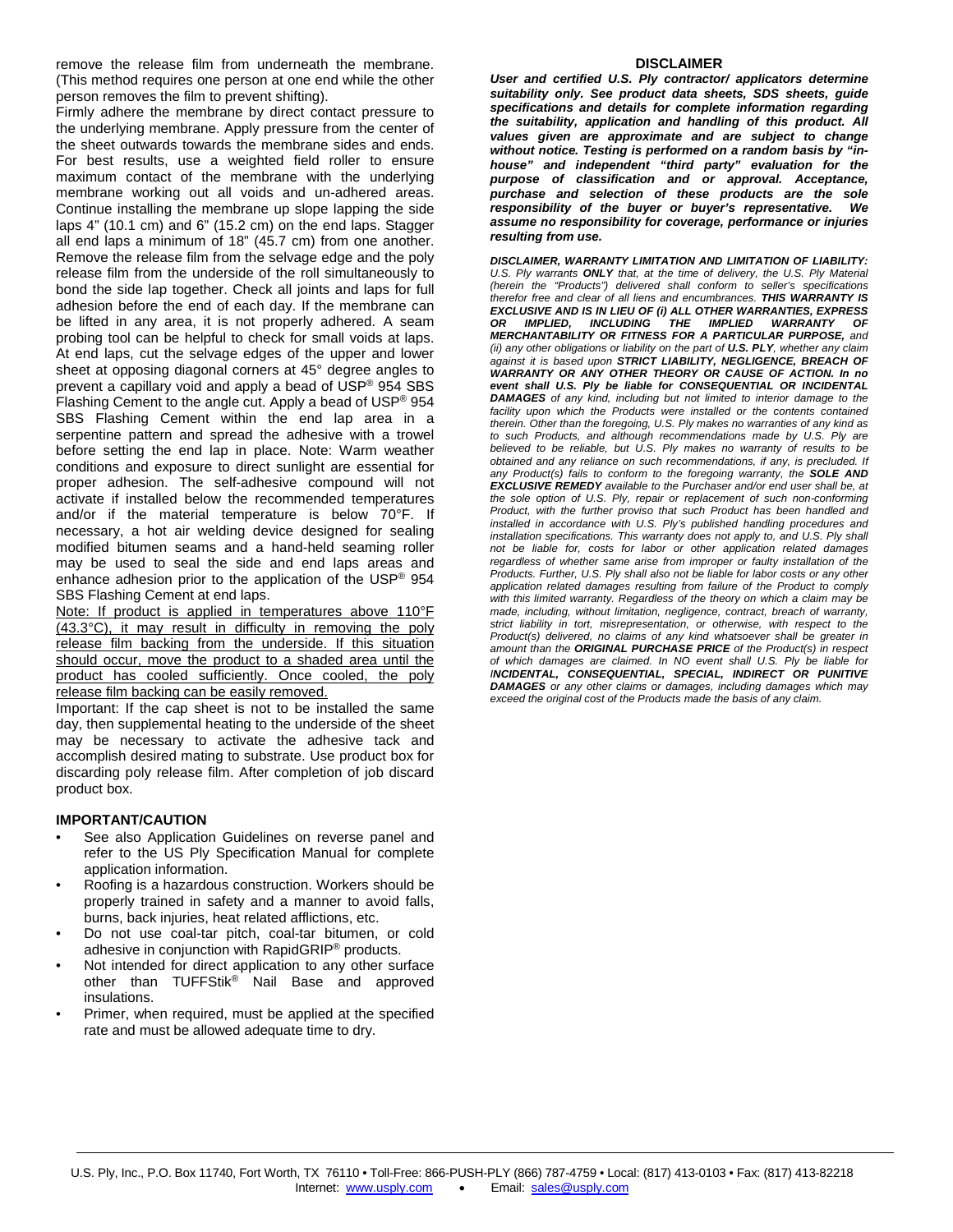remove the release film from underneath the membrane. (This method requires one person at one end while the other person removes the film to prevent shifting).

Firmly adhere the membrane by direct contact pressure to the underlying membrane. Apply pressure from the center of the sheet outwards towards the membrane sides and ends. For best results, use a weighted field roller to ensure maximum contact of the membrane with the underlying membrane working out all voids and un-adhered areas. Continue installing the membrane up slope lapping the side laps 4" (10.1 cm) and 6" (15.2 cm) on the end laps. Stagger all end laps a minimum of 18" (45.7 cm) from one another. Remove the release film from the selvage edge and the poly release film from the underside of the roll simultaneously to bond the side lap together. Check all joints and laps for full adhesion before the end of each day. If the membrane can be lifted in any area, it is not properly adhered. A seam probing tool can be helpful to check for small voids at laps. At end laps, cut the selvage edges of the upper and lower sheet at opposing diagonal corners at 45° degree angles to prevent a capillary void and apply a bead of USP® 954 SBS Flashing Cement to the angle cut. Apply a bead of USP® 954 SBS Flashing Cement within the end lap area in a serpentine pattern and spread the adhesive with a trowel before setting the end lap in place. Note: Warm weather conditions and exposure to direct sunlight are essential for proper adhesion. The self-adhesive compound will not activate if installed below the recommended temperatures and/or if the material temperature is below 70°F. If necessary, a hot air welding device designed for sealing modified bitumen seams and a hand-held seaming roller may be used to seal the side and end laps areas and enhance adhesion prior to the application of the USP® 954 SBS Flashing Cement at end laps.

Note: If product is applied in temperatures above 110°F (43.3°C), it may result in difficulty in removing the poly release film backing from the underside. If this situation should occur, move the product to a shaded area until the product has cooled sufficiently. Once cooled, the poly release film backing can be easily removed.

Important: If the cap sheet is not to be installed the same day, then supplemental heating to the underside of the sheet may be necessary to activate the adhesive tack and accomplish desired mating to substrate. Use product box for discarding poly release film. After completion of job discard product box.

## IMPORTANT/CAUTION

- See also Application Guidelines on reverse panel and refer to the US Ply Specification Manual for complete application information.
- Roofing is a hazardous construction. Workers should be properly trained in safety and a manner to avoid falls, burns, back injuries, heat related afflictions, etc.
- Do not use coal-tar pitch, coal-tar bitumen, or cold adhesive in conjunction with RapidGRIP® products.
- Not intended for direct application to any other surface other than TUFFStik® Nail Base and approved insulations.
- Primer, when required, must be applied at the specified rate and must be allowed adequate time to dry.

## DISCLAIMER

***User and certified U.S. Ply contractor/ applicators determine suitability only. See product data sheets, SDS sheets, guide specifications and details for complete information regarding the suitability, application and handling of this product. All values given are approximate and are subject to change without notice. Testing is performed on a random basis by "in-house" and independent "third party" evaluation for the purpose of classification and or approval. Acceptance, purchase and selection of these products are the sole responsibility of the buyer or buyer's representative. We assume no responsibility for coverage, performance or injuries resulting from use.***

***DISCLAIMER, WARRANTY LIMITATION AND LIMITATION OF LIABILITY:*** *U.S. Ply warrants **ONLY** that, at the time of delivery, the U.S. Ply Material (herein the "Products") delivered shall conform to seller's specifications therefor free and clear of all liens and encumbrances. **THIS WARRANTY IS EXCLUSIVE AND IS IN LIEU OF (i) ALL OTHER WARRANTIES, EXPRESS OR IMPLIED, INCLUDING THE IMPLIED WARRANTY OF MERCHANTABILITY OR FITNESS FOR A PARTICULAR PURPOSE,** and (ii) any other obligations or liability on the part of **U.S. PLY**, whether any claim against it is based upon **STRICT LIABILITY, NEGLIGENCE, BREACH OF WARRANTY OR ANY OTHER THEORY OR CAUSE OF ACTION. In no event shall U.S. Ply be liable for CONSEQUENTIAL OR INCIDENTAL DAMAGES** of any kind, including but not limited to interior damage to the facility upon which the Products were installed or the contents contained therein. Other than the foregoing, U.S. Ply makes no warranties of any kind as to such Products, and although recommendations made by U.S. Ply are believed to be reliable, but U.S. Ply makes no warranty of results to be obtained and any reliance on such recommendations, if any, is precluded. If any Product(s) fails to conform to the foregoing warranty, the **SOLE AND EXCLUSIVE REMEDY** available to the Purchaser and/or end user shall be, at the sole option of U.S. Ply, repair or replacement of such non-conforming Product, with the further proviso that such Product has been handled and installed in accordance with U.S. Ply's published handling procedures and installation specifications. This warranty does not apply to, and U.S. Ply shall not be liable for, costs for labor or other application related damages regardless of whether same arise from improper or faulty installation of the Products. Further, U.S. Ply shall also not be liable for labor costs or any other application related damages resulting from failure of the Product to comply with this limited warranty. Regardless of the theory on which a claim may be made, including, without limitation, negligence, contract, breach of warranty, strict liability in tort, misrepresentation, or otherwise, with respect to the Product(s) delivered, no claims of any kind whatsoever shall be greater in amount than the **ORIGINAL PURCHASE PRICE** of the Product(s) in respect of which damages are claimed. In NO event shall U.S. Ply be liable for **INCIDENTAL, CONSEQUENTIAL, SPECIAL, INDIRECT OR PUNITIVE DAMAGES** or any other claims or damages, including damages which may exceed the original cost of the Products made the basis of any claim.*

U.S. Ply, Inc., P.O. Box 11740, Fort Worth, TX 76110 • Toll-Free: 866-PUSH-PLY (866) 787-4759 • Local: (817) 413-0103 • Fax: (817) 413-82218
Internet: www.usply.com • Email: sales@usply.com